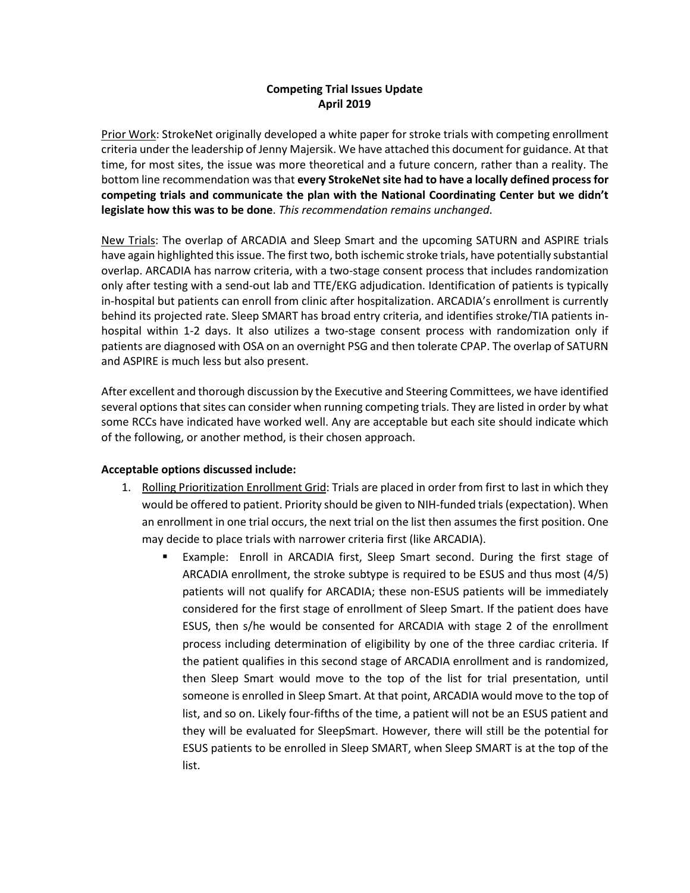**Competing Trial Issues Update**
**April 2019**

Prior Work: StrokeNet originally developed a white paper for stroke trials with competing enrollment criteria under the leadership of Jenny Majersik. We have attached this document for guidance. At that time, for most sites, the issue was more theoretical and a future concern, rather than a reality. The bottom line recommendation was that **every StrokeNet site had to have a locally defined process for competing trials and communicate the plan with the National Coordinating Center but we didn't legislate how this was to be done**. *This recommendation remains unchanged*.

New Trials: The overlap of ARCADIA and Sleep Smart and the upcoming SATURN and ASPIRE trials have again highlighted this issue. The first two, both ischemic stroke trials, have potentially substantial overlap. ARCADIA has narrow criteria, with a two-stage consent process that includes randomization only after testing with a send-out lab and TTE/EKG adjudication. Identification of patients is typically in-hospital but patients can enroll from clinic after hospitalization. ARCADIA's enrollment is currently behind its projected rate. Sleep SMART has broad entry criteria, and identifies stroke/TIA patients in-hospital within 1-2 days. It also utilizes a two-stage consent process with randomization only if patients are diagnosed with OSA on an overnight PSG and then tolerate CPAP. The overlap of SATURN and ASPIRE is much less but also present.

After excellent and thorough discussion by the Executive and Steering Committees, we have identified several options that sites can consider when running competing trials. They are listed in order by what some RCCs have indicated have worked well. Any are acceptable but each site should indicate which of the following, or another method, is their chosen approach.

**Acceptable options discussed include:**

1. Rolling Prioritization Enrollment Grid: Trials are placed in order from first to last in which they would be offered to patient. Priority should be given to NIH-funded trials (expectation). When an enrollment in one trial occurs, the next trial on the list then assumes the first position. One may decide to place trials with narrower criteria first (like ARCADIA).
   - Example: Enroll in ARCADIA first, Sleep Smart second. During the first stage of ARCADIA enrollment, the stroke subtype is required to be ESUS and thus most (4/5) patients will not qualify for ARCADIA; these non-ESUS patients will be immediately considered for the first stage of enrollment of Sleep Smart. If the patient does have ESUS, then s/he would be consented for ARCADIA with stage 2 of the enrollment process including determination of eligibility by one of the three cardiac criteria. If the patient qualifies in this second stage of ARCADIA enrollment and is randomized, then Sleep Smart would move to the top of the list for trial presentation, until someone is enrolled in Sleep Smart. At that point, ARCADIA would move to the top of list, and so on. Likely four-fifths of the time, a patient will not be an ESUS patient and they will be evaluated for SleepSmart. However, there will still be the potential for ESUS patients to be enrolled in Sleep SMART, when Sleep SMART is at the top of the list.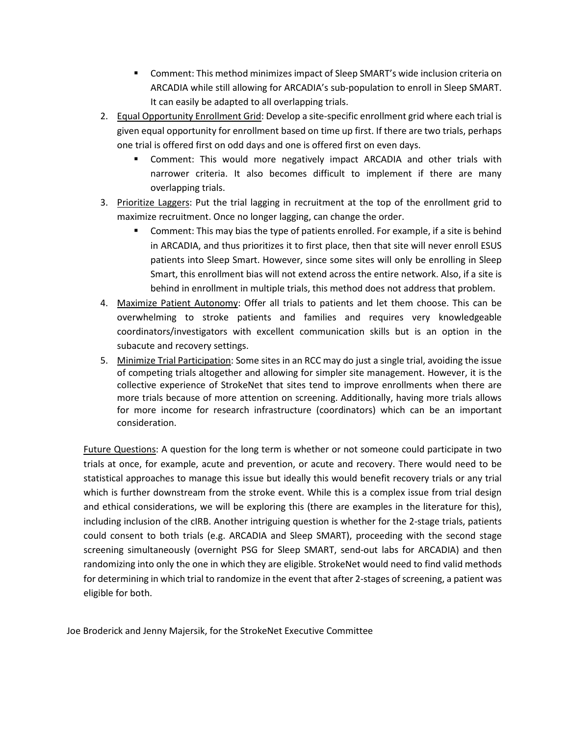- Comment: This method minimizes impact of Sleep SMART's wide inclusion criteria on ARCADIA while still allowing for ARCADIA's sub-population to enroll in Sleep SMART. It can easily be adapted to all overlapping trials.

2. Equal Opportunity Enrollment Grid: Develop a site-specific enrollment grid where each trial is given equal opportunity for enrollment based on time up first. If there are two trials, perhaps one trial is offered first on odd days and one is offered first on even days.
   - Comment: This would more negatively impact ARCADIA and other trials with narrower criteria. It also becomes difficult to implement if there are many overlapping trials.
3. Prioritize Laggers: Put the trial lagging in recruitment at the top of the enrollment grid to maximize recruitment. Once no longer lagging, can change the order.
   - Comment: This may bias the type of patients enrolled. For example, if a site is behind in ARCADIA, and thus prioritizes it to first place, then that site will never enroll ESUS patients into Sleep Smart. However, since some sites will only be enrolling in Sleep Smart, this enrollment bias will not extend across the entire network. Also, if a site is behind in enrollment in multiple trials, this method does not address that problem.
4. Maximize Patient Autonomy: Offer all trials to patients and let them choose. This can be overwhelming to stroke patients and families and requires very knowledgeable coordinators/investigators with excellent communication skills but is an option in the subacute and recovery settings.
5. Minimize Trial Participation: Some sites in an RCC may do just a single trial, avoiding the issue of competing trials altogether and allowing for simpler site management. However, it is the collective experience of StrokeNet that sites tend to improve enrollments when there are more trials because of more attention on screening. Additionally, having more trials allows for more income for research infrastructure (coordinators) which can be an important consideration.

Future Questions: A question for the long term is whether or not someone could participate in two trials at once, for example, acute and prevention, or acute and recovery. There would need to be statistical approaches to manage this issue but ideally this would benefit recovery trials or any trial which is further downstream from the stroke event. While this is a complex issue from trial design and ethical considerations, we will be exploring this (there are examples in the literature for this), including inclusion of the cIRB. Another intriguing question is whether for the 2-stage trials, patients could consent to both trials (e.g. ARCADIA and Sleep SMART), proceeding with the second stage screening simultaneously (overnight PSG for Sleep SMART, send-out labs for ARCADIA) and then randomizing into only the one in which they are eligible. StrokeNet would need to find valid methods for determining in which trial to randomize in the event that after 2-stages of screening, a patient was eligible for both.

Joe Broderick and Jenny Majersik, for the StrokeNet Executive Committee